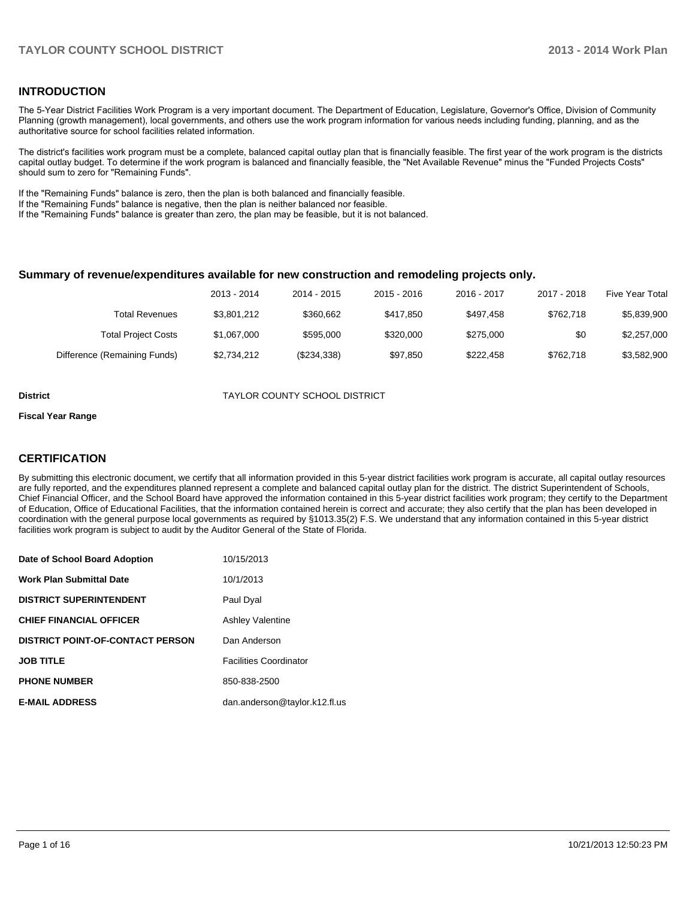## INTRODUCTION

The 5-Year District Facilities Work Program is a very important document. The Department of Education, Legislature, Governor's Office, Division of Community Planning (growth management), local governments, and others use the work program information for various needs including funding, planning, and as the authoritative source for school facilities related information.

The district's facilities work program must be a complete, balanced capital outlay plan that is financially feasible. The first year of the work program is the districts capital outlay budget. To determine if the work program is balanced and financially feasible, the "Net Available Revenue" minus the "Funded Projects Costs" should sum to zero for "Remaining Funds".

If the "Remaining Funds" balance is zero, then the plan is both balanced and financially feasible.
If the "Remaining Funds" balance is negative, then the plan is neither balanced nor feasible.
If the "Remaining Funds" balance is greater than zero, the plan may be feasible, but it is not balanced.

### Summary of revenue/expenditures available for new construction and remodeling projects only.

| | 2013 - 2014 | 2014 - 2015 | 2015 - 2016 | 2016 - 2017 | 2017 - 2018 | Five Year Total |
|---|---|---|---|---|---|---|
| Total Revenues | $3,801,212 | $360,662 | $417,850 | $497,458 | $762,718 | $5,839,900 |
| Total Project Costs | $1,067,000 | $595,000 | $320,000 | $275,000 | $0 | $2,257,000 |
| Difference (Remaining Funds) | $2,734,212 | ($234,338) | $97,850 | $222,458 | $762,718 | $3,582,900 |

**District** TAYLOR COUNTY SCHOOL DISTRICT

**Fiscal Year Range**

## CERTIFICATION

By submitting this electronic document, we certify that all information provided in this 5-year district facilities work program is accurate, all capital outlay resources are fully reported, and the expenditures planned represent a complete and balanced capital outlay plan for the district. The district Superintendent of Schools, Chief Financial Officer, and the School Board have approved the information contained in this 5-year district facilities work program; they certify to the Department of Education, Office of Educational Facilities, that the information contained herein is correct and accurate; they also certify that the plan has been developed in coordination with the general purpose local governments as required by §1013.35(2) F.S. We understand that any information contained in this 5-year district facilities work program is subject to audit by the Auditor General of the State of Florida.

| | |
|---|---|
| **Date of School Board Adoption** | 10/15/2013 |
| **Work Plan Submittal Date** | 10/1/2013 |
| **DISTRICT SUPERINTENDENT** | Paul Dyal |
| **CHIEF FINANCIAL OFFICER** | Ashley Valentine |
| **DISTRICT POINT-OF-CONTACT PERSON** | Dan Anderson |
| **JOB TITLE** | Facilities Coordinator |
| **PHONE NUMBER** | 850-838-2500 |
| **E-MAIL ADDRESS** | dan.anderson@taylor.k12.fl.us |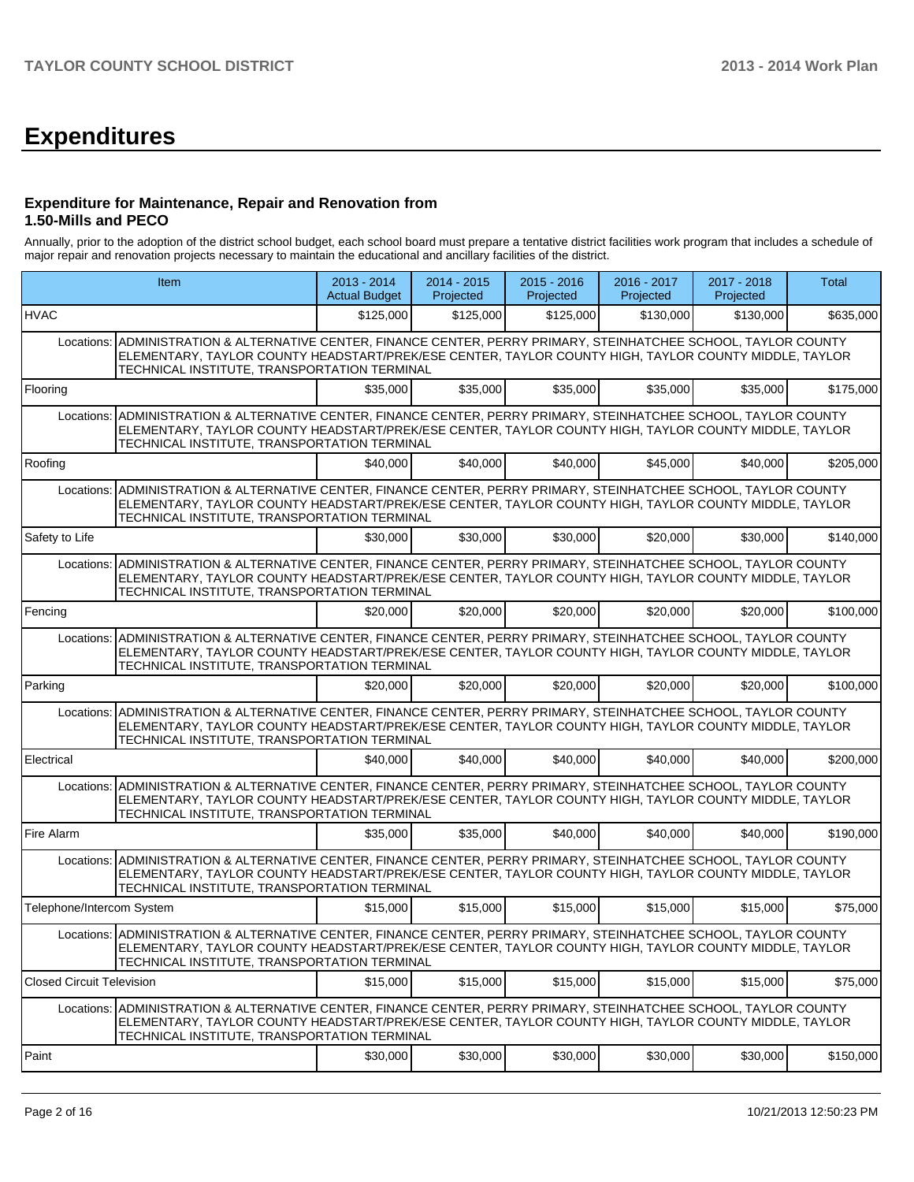# Expenditures

### Expenditure for Maintenance, Repair and Renovation from 1.50-Mills and PECO

Annually, prior to the adoption of the district school budget, each school board must prepare a tentative district facilities work program that includes a schedule of major repair and renovation projects necessary to maintain the educational and ancillary facilities of the district.

| Item | | 2013 - 2014 Actual Budget | 2014 - 2015 Projected | 2015 - 2016 Projected | 2016 - 2017 Projected | 2017 - 2018 Projected | Total |
|---|---|---|---|---|---|---|---|
| HVAC | | $125,000 | $125,000 | $125,000 | $130,000 | $130,000 | $635,000 |
| Locations: | ADMINISTRATION & ALTERNATIVE CENTER, FINANCE CENTER, PERRY PRIMARY, STEINHATCHEE SCHOOL, TAYLOR COUNTY ELEMENTARY, TAYLOR COUNTY HEADSTART/PREK/ESE CENTER, TAYLOR COUNTY HIGH, TAYLOR COUNTY MIDDLE, TAYLOR TECHNICAL INSTITUTE, TRANSPORTATION TERMINAL | | | | | | |
| Flooring | | $35,000 | $35,000 | $35,000 | $35,000 | $35,000 | $175,000 |
| Locations: | ADMINISTRATION & ALTERNATIVE CENTER, FINANCE CENTER, PERRY PRIMARY, STEINHATCHEE SCHOOL, TAYLOR COUNTY ELEMENTARY, TAYLOR COUNTY HEADSTART/PREK/ESE CENTER, TAYLOR COUNTY HIGH, TAYLOR COUNTY MIDDLE, TAYLOR TECHNICAL INSTITUTE, TRANSPORTATION TERMINAL | | | | | | |
| Roofing | | $40,000 | $40,000 | $40,000 | $45,000 | $40,000 | $205,000 |
| Locations: | ADMINISTRATION & ALTERNATIVE CENTER, FINANCE CENTER, PERRY PRIMARY, STEINHATCHEE SCHOOL, TAYLOR COUNTY ELEMENTARY, TAYLOR COUNTY HEADSTART/PREK/ESE CENTER, TAYLOR COUNTY HIGH, TAYLOR COUNTY MIDDLE, TAYLOR TECHNICAL INSTITUTE, TRANSPORTATION TERMINAL | | | | | | |
| Safety to Life | | $30,000 | $30,000 | $30,000 | $20,000 | $30,000 | $140,000 |
| Locations: | ADMINISTRATION & ALTERNATIVE CENTER, FINANCE CENTER, PERRY PRIMARY, STEINHATCHEE SCHOOL, TAYLOR COUNTY ELEMENTARY, TAYLOR COUNTY HEADSTART/PREK/ESE CENTER, TAYLOR COUNTY HIGH, TAYLOR COUNTY MIDDLE, TAYLOR TECHNICAL INSTITUTE, TRANSPORTATION TERMINAL | | | | | | |
| Fencing | | $20,000 | $20,000 | $20,000 | $20,000 | $20,000 | $100,000 |
| Locations: | ADMINISTRATION & ALTERNATIVE CENTER, FINANCE CENTER, PERRY PRIMARY, STEINHATCHEE SCHOOL, TAYLOR COUNTY ELEMENTARY, TAYLOR COUNTY HEADSTART/PREK/ESE CENTER, TAYLOR COUNTY HIGH, TAYLOR COUNTY MIDDLE, TAYLOR TECHNICAL INSTITUTE, TRANSPORTATION TERMINAL | | | | | | |
| Parking | | $20,000 | $20,000 | $20,000 | $20,000 | $20,000 | $100,000 |
| Locations: | ADMINISTRATION & ALTERNATIVE CENTER, FINANCE CENTER, PERRY PRIMARY, STEINHATCHEE SCHOOL, TAYLOR COUNTY ELEMENTARY, TAYLOR COUNTY HEADSTART/PREK/ESE CENTER, TAYLOR COUNTY HIGH, TAYLOR COUNTY MIDDLE, TAYLOR TECHNICAL INSTITUTE, TRANSPORTATION TERMINAL | | | | | | |
| Electrical | | $40,000 | $40,000 | $40,000 | $40,000 | $40,000 | $200,000 |
| Locations: | ADMINISTRATION & ALTERNATIVE CENTER, FINANCE CENTER, PERRY PRIMARY, STEINHATCHEE SCHOOL, TAYLOR COUNTY ELEMENTARY, TAYLOR COUNTY HEADSTART/PREK/ESE CENTER, TAYLOR COUNTY HIGH, TAYLOR COUNTY MIDDLE, TAYLOR TECHNICAL INSTITUTE, TRANSPORTATION TERMINAL | | | | | | |
| Fire Alarm | | $35,000 | $35,000 | $40,000 | $40,000 | $40,000 | $190,000 |
| Locations: | ADMINISTRATION & ALTERNATIVE CENTER, FINANCE CENTER, PERRY PRIMARY, STEINHATCHEE SCHOOL, TAYLOR COUNTY ELEMENTARY, TAYLOR COUNTY HEADSTART/PREK/ESE CENTER, TAYLOR COUNTY HIGH, TAYLOR COUNTY MIDDLE, TAYLOR TECHNICAL INSTITUTE, TRANSPORTATION TERMINAL | | | | | | |
| Telephone/Intercom System | | $15,000 | $15,000 | $15,000 | $15,000 | $15,000 | $75,000 |
| Locations: | ADMINISTRATION & ALTERNATIVE CENTER, FINANCE CENTER, PERRY PRIMARY, STEINHATCHEE SCHOOL, TAYLOR COUNTY ELEMENTARY, TAYLOR COUNTY HEADSTART/PREK/ESE CENTER, TAYLOR COUNTY HIGH, TAYLOR COUNTY MIDDLE, TAYLOR TECHNICAL INSTITUTE, TRANSPORTATION TERMINAL | | | | | | |
| Closed Circuit Television | | $15,000 | $15,000 | $15,000 | $15,000 | $15,000 | $75,000 |
| Locations: | ADMINISTRATION & ALTERNATIVE CENTER, FINANCE CENTER, PERRY PRIMARY, STEINHATCHEE SCHOOL, TAYLOR COUNTY ELEMENTARY, TAYLOR COUNTY HEADSTART/PREK/ESE CENTER, TAYLOR COUNTY HIGH, TAYLOR COUNTY MIDDLE, TAYLOR TECHNICAL INSTITUTE, TRANSPORTATION TERMINAL | | | | | | |
| Paint | | $30,000 | $30,000 | $30,000 | $30,000 | $30,000 | $150,000 |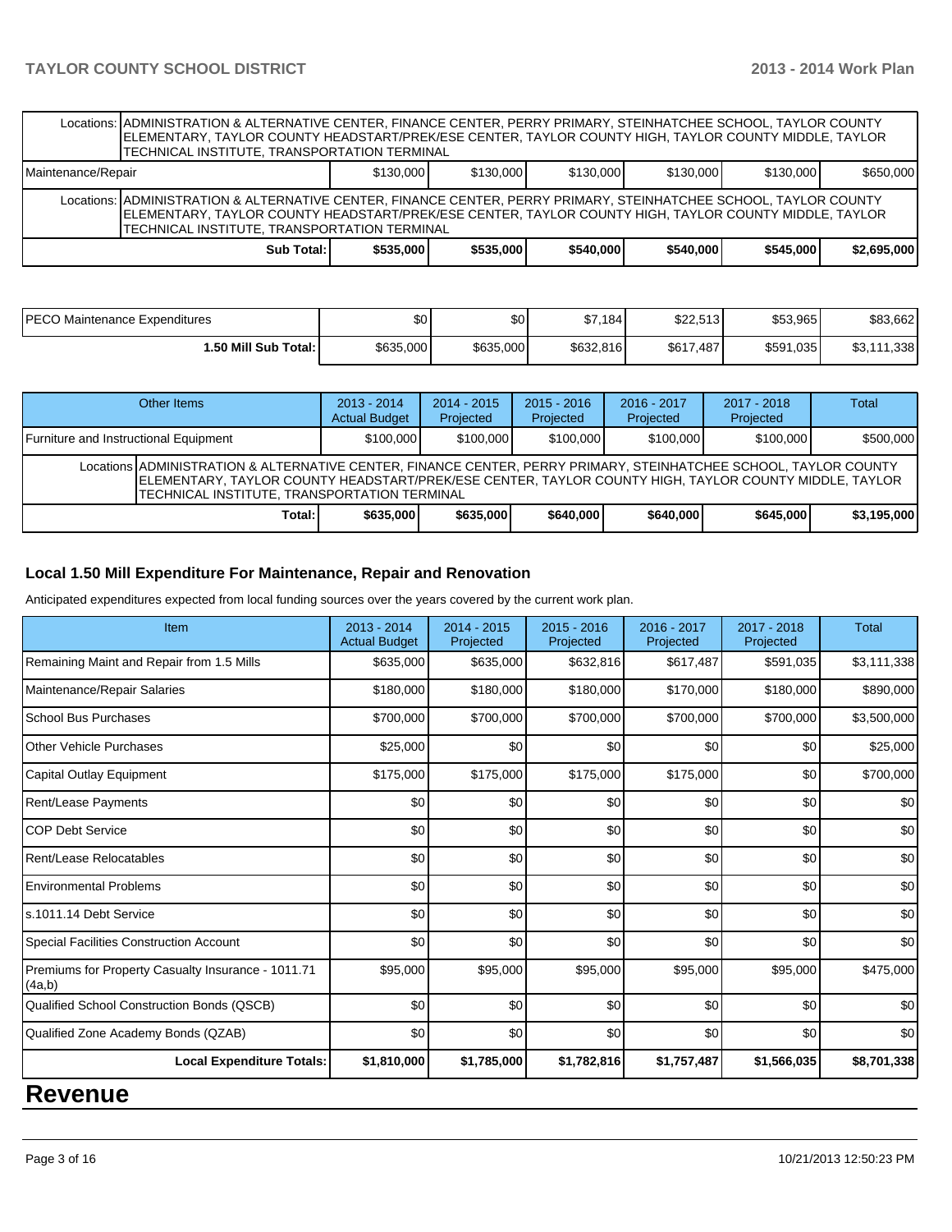| | | | | | | |
|---|---|---|---|---|---|---|
| Locations: ADMINISTRATION & ALTERNATIVE CENTER, FINANCE CENTER, PERRY PRIMARY, STEINHATCHEE SCHOOL, TAYLOR COUNTY ELEMENTARY, TAYLOR COUNTY HEADSTART/PREK/ESE CENTER, TAYLOR COUNTY HIGH, TAYLOR COUNTY MIDDLE, TAYLOR TECHNICAL INSTITUTE, TRANSPORTATION TERMINAL | | | | | | |
| Maintenance/Repair | $130,000 | $130,000 | $130,000 | $130,000 | $130,000 | $650,000 |
| Locations: ADMINISTRATION & ALTERNATIVE CENTER, FINANCE CENTER, PERRY PRIMARY, STEINHATCHEE SCHOOL, TAYLOR COUNTY ELEMENTARY, TAYLOR COUNTY HEADSTART/PREK/ESE CENTER, TAYLOR COUNTY HIGH, TAYLOR COUNTY MIDDLE, TAYLOR TECHNICAL INSTITUTE, TRANSPORTATION TERMINAL | | | | | | |
| **Sub Total:** | **$535,000** | **$535,000** | **$540,000** | **$540,000** | **$545,000** | **$2,695,000** |

| | | | | | | |
|---|---|---|---|---|---|---|
| PECO Maintenance Expenditures | $0 | $0 | $7,184 | $22,513 | $53,965 | $83,662 |
| **1.50 Mill Sub Total:** | $635,000 | $635,000 | $632,816 | $617,487 | $591,035 | $3,111,338 |

| Other Items | 2013 - 2014 Actual Budget | 2014 - 2015 Projected | 2015 - 2016 Projected | 2016 - 2017 Projected | 2017 - 2018 Projected | Total |
|---|---|---|---|---|---|---|
| Furniture and Instructional Equipment | $100,000 | $100,000 | $100,000 | $100,000 | $100,000 | $500,000 |
| Locations ADMINISTRATION & ALTERNATIVE CENTER, FINANCE CENTER, PERRY PRIMARY, STEINHATCHEE SCHOOL, TAYLOR COUNTY ELEMENTARY, TAYLOR COUNTY HEADSTART/PREK/ESE CENTER, TAYLOR COUNTY HIGH, TAYLOR COUNTY MIDDLE, TAYLOR TECHNICAL INSTITUTE, TRANSPORTATION TERMINAL | | | | | | |
| **Total:** | **$635,000** | **$635,000** | **$640,000** | **$640,000** | **$645,000** | **$3,195,000** |

### Local 1.50 Mill Expenditure For Maintenance, Repair and Renovation

Anticipated expenditures expected from local funding sources over the years covered by the current work plan.

| Item | 2013 - 2014 Actual Budget | 2014 - 2015 Projected | 2015 - 2016 Projected | 2016 - 2017 Projected | 2017 - 2018 Projected | Total |
|---|---|---|---|---|---|---|
| Remaining Maint and Repair from 1.5 Mills | $635,000 | $635,000 | $632,816 | $617,487 | $591,035 | $3,111,338 |
| Maintenance/Repair Salaries | $180,000 | $180,000 | $180,000 | $170,000 | $180,000 | $890,000 |
| School Bus Purchases | $700,000 | $700,000 | $700,000 | $700,000 | $700,000 | $3,500,000 |
| Other Vehicle Purchases | $25,000 | $0 | $0 | $0 | $0 | $25,000 |
| Capital Outlay Equipment | $175,000 | $175,000 | $175,000 | $175,000 | $0 | $700,000 |
| Rent/Lease Payments | $0 | $0 | $0 | $0 | $0 | $0 |
| COP Debt Service | $0 | $0 | $0 | $0 | $0 | $0 |
| Rent/Lease Relocatables | $0 | $0 | $0 | $0 | $0 | $0 |
| Environmental Problems | $0 | $0 | $0 | $0 | $0 | $0 |
| s.1011.14 Debt Service | $0 | $0 | $0 | $0 | $0 | $0 |
| Special Facilities Construction Account | $0 | $0 | $0 | $0 | $0 | $0 |
| Premiums for Property Casualty Insurance - 1011.71 (4a,b) | $95,000 | $95,000 | $95,000 | $95,000 | $95,000 | $475,000 |
| Qualified School Construction Bonds (QSCB) | $0 | $0 | $0 | $0 | $0 | $0 |
| Qualified Zone Academy Bonds (QZAB) | $0 | $0 | $0 | $0 | $0 | $0 |
| **Local Expenditure Totals:** | **$1,810,000** | **$1,785,000** | **$1,782,816** | **$1,757,487** | **$1,566,035** | **$8,701,338** |

# Revenue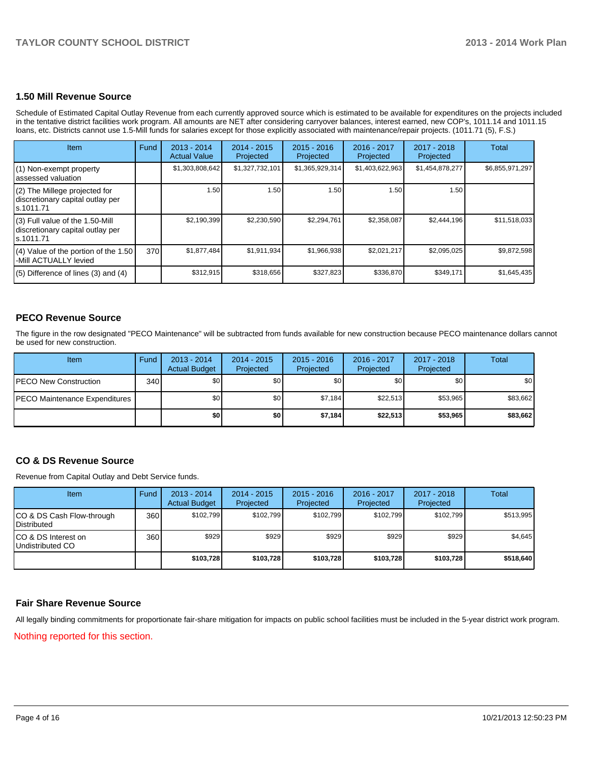## 1.50 Mill Revenue Source

Schedule of Estimated Capital Outlay Revenue from each currently approved source which is estimated to be available for expenditures on the projects included in the tentative district facilities work program. All amounts are NET after considering carryover balances, interest earned, new COP's, 1011.14 and 1011.15 loans, etc. Districts cannot use 1.5-Mill funds for salaries except for those explicitly associated with maintenance/repair projects. (1011.71 (5), F.S.)

| Item | Fund | 2013 - 2014 Actual Value | 2014 - 2015 Projected | 2015 - 2016 Projected | 2016 - 2017 Projected | 2017 - 2018 Projected | Total |
|---|---|---|---|---|---|---|---|
| (1) Non-exempt property assessed valuation | | $1,303,808,642 | $1,327,732,101 | $1,365,929,314 | $1,403,622,963 | $1,454,878,277 | $6,855,971,297 |
| (2) The Millege projected for discretionary capital outlay per s.1011.71 | | 1.50 | 1.50 | 1.50 | 1.50 | 1.50 | |
| (3) Full value of the 1.50-Mill discretionary capital outlay per s.1011.71 | | $2,190,399 | $2,230,590 | $2,294,761 | $2,358,087 | $2,444,196 | $11,518,033 |
| (4) Value of the portion of the 1.50 -Mill ACTUALLY levied | 370 | $1,877,484 | $1,911,934 | $1,966,938 | $2,021,217 | $2,095,025 | $9,872,598 |
| (5) Difference of lines (3) and (4) | | $312,915 | $318,656 | $327,823 | $336,870 | $349,171 | $1,645,435 |

## PECO Revenue Source

The figure in the row designated "PECO Maintenance" will be subtracted from funds available for new construction because PECO maintenance dollars cannot be used for new construction.

| Item | Fund | 2013 - 2014 Actual Budget | 2014 - 2015 Projected | 2015 - 2016 Projected | 2016 - 2017 Projected | 2017 - 2018 Projected | Total |
|---|---|---|---|---|---|---|---|
| PECO New Construction | 340 | $0 | $0 | $0 | $0 | $0 | $0 |
| PECO Maintenance Expenditures | | $0 | $0 | $7,184 | $22,513 | $53,965 | $83,662 |
| | | **$0** | **$0** | **$7,184** | **$22,513** | **$53,965** | **$83,662** |

## CO & DS Revenue Source

Revenue from Capital Outlay and Debt Service funds.

| Item | Fund | 2013 - 2014 Actual Budget | 2014 - 2015 Projected | 2015 - 2016 Projected | 2016 - 2017 Projected | 2017 - 2018 Projected | Total |
|---|---|---|---|---|---|---|---|
| CO & DS Cash Flow-through Distributed | 360 | $102,799 | $102,799 | $102,799 | $102,799 | $102,799 | $513,995 |
| CO & DS Interest on Undistributed CO | 360 | $929 | $929 | $929 | $929 | $929 | $4,645 |
| | | **$103,728** | **$103,728** | **$103,728** | **$103,728** | **$103,728** | **$518,640** |

## Fair Share Revenue Source

All legally binding commitments for proportionate fair-share mitigation for impacts on public school facilities must be included in the 5-year district work program.

Nothing reported for this section.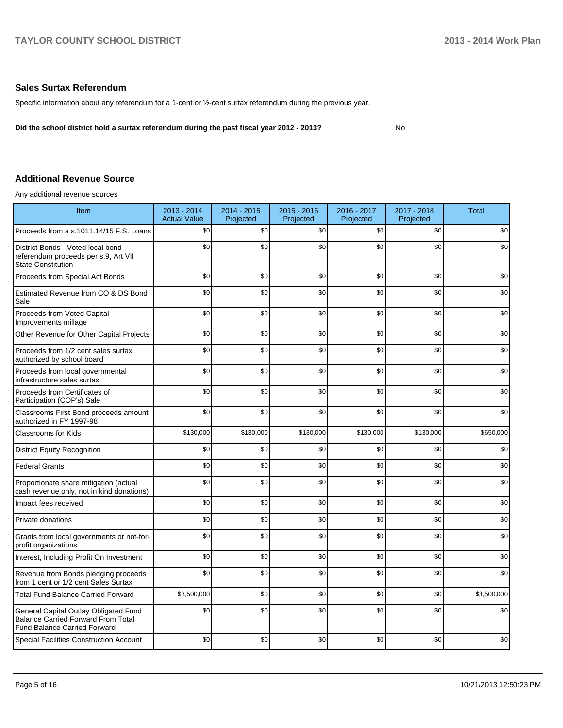## Sales Surtax Referendum

Specific information about any referendum for a 1-cent or ½-cent surtax referendum during the previous year.

**Did the school district hold a surtax referendum during the past fiscal year 2012 - 2013?** No

## Additional Revenue Source

Any additional revenue sources

| Item | 2013 - 2014 Actual Value | 2014 - 2015 Projected | 2015 - 2016 Projected | 2016 - 2017 Projected | 2017 - 2018 Projected | Total |
|---|---|---|---|---|---|---|
| Proceeds from a s.1011.14/15 F.S. Loans | $0 | $0 | $0 | $0 | $0 | $0 |
| District Bonds - Voted local bond referendum proceeds per s.9, Art VII State Constitution | $0 | $0 | $0 | $0 | $0 | $0 |
| Proceeds from Special Act Bonds | $0 | $0 | $0 | $0 | $0 | $0 |
| Estimated Revenue from CO & DS Bond Sale | $0 | $0 | $0 | $0 | $0 | $0 |
| Proceeds from Voted Capital Improvements millage | $0 | $0 | $0 | $0 | $0 | $0 |
| Other Revenue for Other Capital Projects | $0 | $0 | $0 | $0 | $0 | $0 |
| Proceeds from 1/2 cent sales surtax authorized by school board | $0 | $0 | $0 | $0 | $0 | $0 |
| Proceeds from local governmental infrastructure sales surtax | $0 | $0 | $0 | $0 | $0 | $0 |
| Proceeds from Certificates of Participation (COP's) Sale | $0 | $0 | $0 | $0 | $0 | $0 |
| Classrooms First Bond proceeds amount authorized in FY 1997-98 | $0 | $0 | $0 | $0 | $0 | $0 |
| Classrooms for Kids | $130,000 | $130,000 | $130,000 | $130,000 | $130,000 | $650,000 |
| District Equity Recognition | $0 | $0 | $0 | $0 | $0 | $0 |
| Federal Grants | $0 | $0 | $0 | $0 | $0 | $0 |
| Proportionate share mitigation (actual cash revenue only, not in kind donations) | $0 | $0 | $0 | $0 | $0 | $0 |
| Impact fees received | $0 | $0 | $0 | $0 | $0 | $0 |
| Private donations | $0 | $0 | $0 | $0 | $0 | $0 |
| Grants from local governments or not-for-profit organizations | $0 | $0 | $0 | $0 | $0 | $0 |
| Interest, Including Profit On Investment | $0 | $0 | $0 | $0 | $0 | $0 |
| Revenue from Bonds pledging proceeds from 1 cent or 1/2 cent Sales Surtax | $0 | $0 | $0 | $0 | $0 | $0 |
| Total Fund Balance Carried Forward | $3,500,000 | $0 | $0 | $0 | $0 | $3,500,000 |
| General Capital Outlay Obligated Fund Balance Carried Forward From Total Fund Balance Carried Forward | $0 | $0 | $0 | $0 | $0 | $0 |
| Special Facilities Construction Account | $0 | $0 | $0 | $0 | $0 | $0 |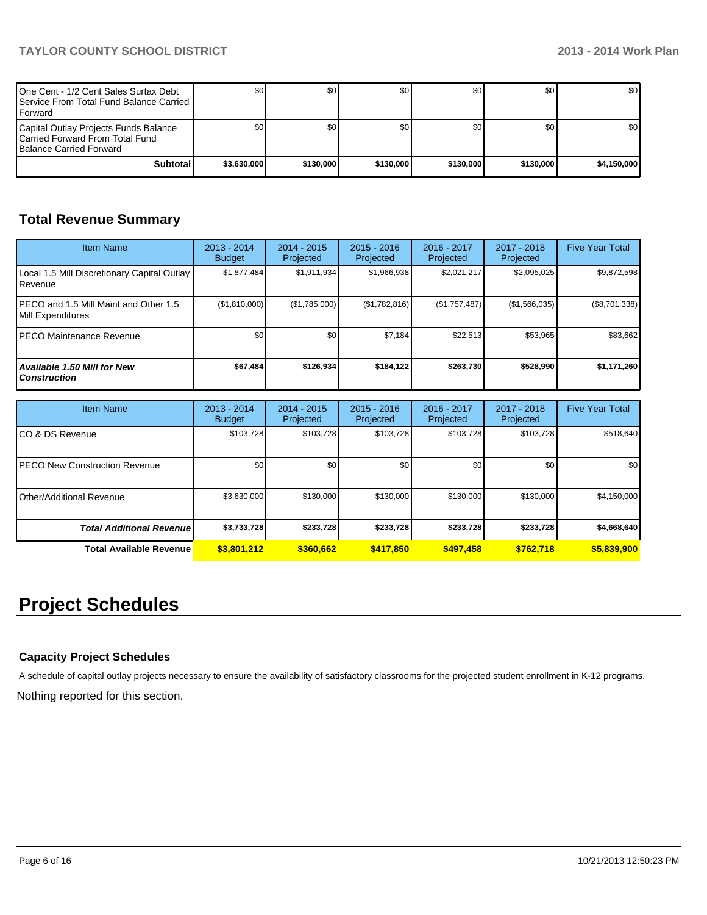| | | | | | | |
|---|---|---|---|---|---|---|
| One Cent - 1/2 Cent Sales Surtax Debt Service From Total Fund Balance Carried Forward | $0 | $0 | $0 | $0 | $0 | $0 |
| Capital Outlay Projects Funds Balance Carried Forward From Total Fund Balance Carried Forward | $0 | $0 | $0 | $0 | $0 | $0 |
| **Subtotal** | **$3,630,000** | **$130,000** | **$130,000** | **$130,000** | **$130,000** | **$4,150,000** |

## Total Revenue Summary

| Item Name | 2013 - 2014 Budget | 2014 - 2015 Projected | 2015 - 2016 Projected | 2016 - 2017 Projected | 2017 - 2018 Projected | Five Year Total |
|---|---|---|---|---|---|---|
| Local 1.5 Mill Discretionary Capital Outlay Revenue | $1,877,484 | $1,911,934 | $1,966,938 | $2,021,217 | $2,095,025 | $9,872,598 |
| PECO and 1.5 Mill Maint and Other 1.5 Mill Expenditures | ($1,810,000) | ($1,785,000) | ($1,782,816) | ($1,757,487) | ($1,566,035) | ($8,701,338) |
| PECO Maintenance Revenue | $0 | $0 | $7,184 | $22,513 | $53,965 | $83,662 |
| ***Available 1.50 Mill for New Construction*** | **$67,484** | **$126,934** | **$184,122** | **$263,730** | **$528,990** | **$1,171,260** |

| Item Name | 2013 - 2014 Budget | 2014 - 2015 Projected | 2015 - 2016 Projected | 2016 - 2017 Projected | 2017 - 2018 Projected | Five Year Total |
|---|---|---|---|---|---|---|
| CO & DS Revenue | $103,728 | $103,728 | $103,728 | $103,728 | $103,728 | $518,640 |
| PECO New Construction Revenue | $0 | $0 | $0 | $0 | $0 | $0 |
| Other/Additional Revenue | $3,630,000 | $130,000 | $130,000 | $130,000 | $130,000 | $4,150,000 |
| ***Total Additional Revenue*** | **$3,733,728** | **$233,728** | **$233,728** | **$233,728** | **$233,728** | **$4,668,640** |
| **Total Available Revenue** | **$3,801,212** | **$360,662** | **$417,850** | **$497,458** | **$762,718** | **$5,839,900** |

# Project Schedules

### Capacity Project Schedules

A schedule of capital outlay projects necessary to ensure the availability of satisfactory classrooms for the projected student enrollment in K-12 programs.

Nothing reported for this section.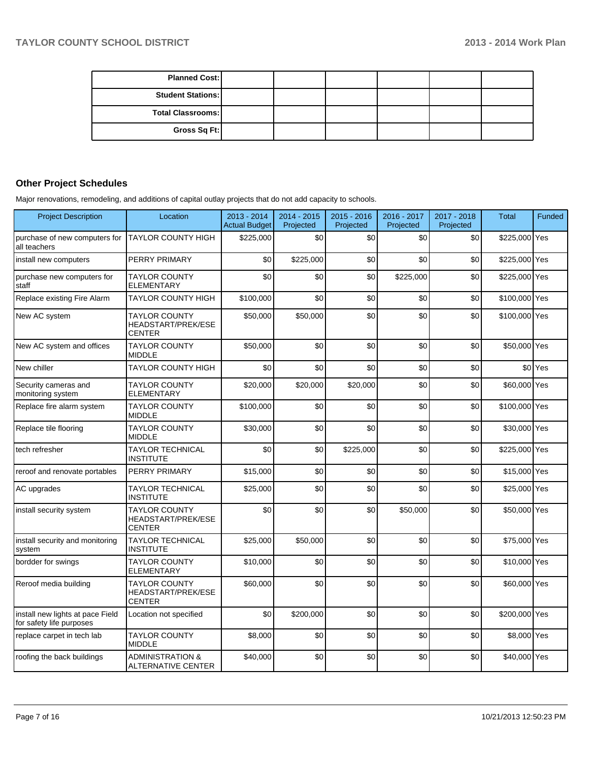| Planned Cost: | | | | | |
|---|---|---|---|---|---|
| Student Stations: | | | | | |
| Total Classrooms: | | | | | |
| Gross Sq Ft: | | | | | |

## Other Project Schedules

Major renovations, remodeling, and additions of capital outlay projects that do not add capacity to schools.

| Project Description | Location | 2013 - 2014 Actual Budget | 2014 - 2015 Projected | 2015 - 2016 Projected | 2016 - 2017 Projected | 2017 - 2018 Projected | Total | Funded |
|---|---|---|---|---|---|---|---|---|
| purchase of new computers for all teachers | TAYLOR COUNTY HIGH | $225,000 | $0 | $0 | $0 | $0 | $225,000 | Yes |
| install new computers | PERRY PRIMARY | $0 | $225,000 | $0 | $0 | $0 | $225,000 | Yes |
| purchase new computers for staff | TAYLOR COUNTY ELEMENTARY | $0 | $0 | $0 | $225,000 | $0 | $225,000 | Yes |
| Replace existing Fire Alarm | TAYLOR COUNTY HIGH | $100,000 | $0 | $0 | $0 | $0 | $100,000 | Yes |
| New AC system | TAYLOR COUNTY HEADSTART/PREK/ESE CENTER | $50,000 | $50,000 | $0 | $0 | $0 | $100,000 | Yes |
| New AC system and offices | TAYLOR COUNTY MIDDLE | $50,000 | $0 | $0 | $0 | $0 | $50,000 | Yes |
| New chiller | TAYLOR COUNTY HIGH | $0 | $0 | $0 | $0 | $0 | $0 | Yes |
| Security cameras and monitoring system | TAYLOR COUNTY ELEMENTARY | $20,000 | $20,000 | $20,000 | $0 | $0 | $60,000 | Yes |
| Replace fire alarm system | TAYLOR COUNTY MIDDLE | $100,000 | $0 | $0 | $0 | $0 | $100,000 | Yes |
| Replace tile flooring | TAYLOR COUNTY MIDDLE | $30,000 | $0 | $0 | $0 | $0 | $30,000 | Yes |
| tech refresher | TAYLOR TECHNICAL INSTITUTE | $0 | $0 | $225,000 | $0 | $0 | $225,000 | Yes |
| reroof and renovate portables | PERRY PRIMARY | $15,000 | $0 | $0 | $0 | $0 | $15,000 | Yes |
| AC upgrades | TAYLOR TECHNICAL INSTITUTE | $25,000 | $0 | $0 | $0 | $0 | $25,000 | Yes |
| install security system | TAYLOR COUNTY HEADSTART/PREK/ESE CENTER | $0 | $0 | $0 | $50,000 | $0 | $50,000 | Yes |
| install security and monitoring system | TAYLOR TECHNICAL INSTITUTE | $25,000 | $50,000 | $0 | $0 | $0 | $75,000 | Yes |
| bordder for swings | TAYLOR COUNTY ELEMENTARY | $10,000 | $0 | $0 | $0 | $0 | $10,000 | Yes |
| Reroof media building | TAYLOR COUNTY HEADSTART/PREK/ESE CENTER | $60,000 | $0 | $0 | $0 | $0 | $60,000 | Yes |
| install new lights at pace Field for safety life purposes | Location not specified | $0 | $200,000 | $0 | $0 | $0 | $200,000 | Yes |
| replace carpet in tech lab | TAYLOR COUNTY MIDDLE | $8,000 | $0 | $0 | $0 | $0 | $8,000 | Yes |
| roofing the back buildings | ADMINISTRATION & ALTERNATIVE CENTER | $40,000 | $0 | $0 | $0 | $0 | $40,000 | Yes |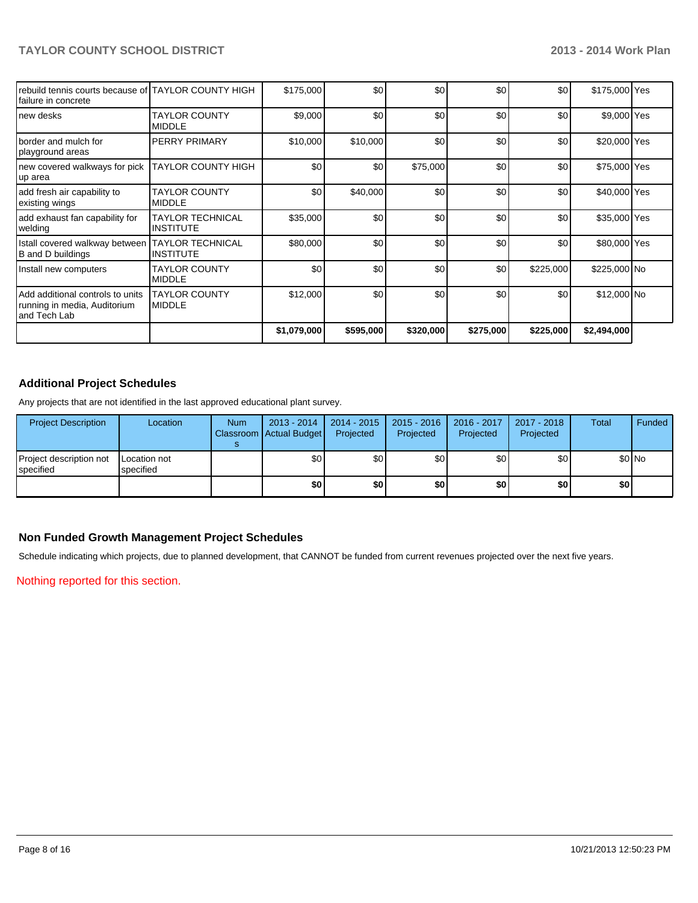| | | | | | | | | |
|---|---|---|---|---|---|---|---|---|
| rebuild tennis courts because of failure in concrete | TAYLOR COUNTY HIGH | $175,000 | $0 | $0 | $0 | $0 | $175,000 | Yes |
| new desks | TAYLOR COUNTY MIDDLE | $9,000 | $0 | $0 | $0 | $0 | $9,000 | Yes |
| border and mulch for playground areas | PERRY PRIMARY | $10,000 | $10,000 | $0 | $0 | $0 | $20,000 | Yes |
| new covered walkways for pick up area | TAYLOR COUNTY HIGH | $0 | $0 | $75,000 | $0 | $0 | $75,000 | Yes |
| add fresh air capability to existing wings | TAYLOR COUNTY MIDDLE | $0 | $40,000 | $0 | $0 | $0 | $40,000 | Yes |
| add exhaust fan capability for welding | TAYLOR TECHNICAL INSTITUTE | $35,000 | $0 | $0 | $0 | $0 | $35,000 | Yes |
| Istall covered walkway between B and D buildings | TAYLOR TECHNICAL INSTITUTE | $80,000 | $0 | $0 | $0 | $0 | $80,000 | Yes |
| Install new computers | TAYLOR COUNTY MIDDLE | $0 | $0 | $0 | $0 | $225,000 | $225,000 | No |
| Add additional controls to units running in media, Auditorium and Tech Lab | TAYLOR COUNTY MIDDLE | $12,000 | $0 | $0 | $0 | $0 | $12,000 | No |
| | | **$1,079,000** | **$595,000** | **$320,000** | **$275,000** | **$225,000** | **$2,494,000** | |

## Additional Project Schedules

Any projects that are not identified in the last approved educational plant survey.

| Project Description | Location | Num Classrooms | 2013 - 2014 Actual Budget | 2014 - 2015 Projected | 2015 - 2016 Projected | 2016 - 2017 Projected | 2017 - 2018 Projected | Total | Funded |
|---|---|---|---|---|---|---|---|---|---|
| Project description not specified | Location not specified | | $0 | $0 | $0 | $0 | $0 | $0 | No |
| | | | **$0** | **$0** | **$0** | **$0** | **$0** | **$0** | |

## Non Funded Growth Management Project Schedules

Schedule indicating which projects, due to planned development, that CANNOT be funded from current revenues projected over the next five years.

Nothing reported for this section.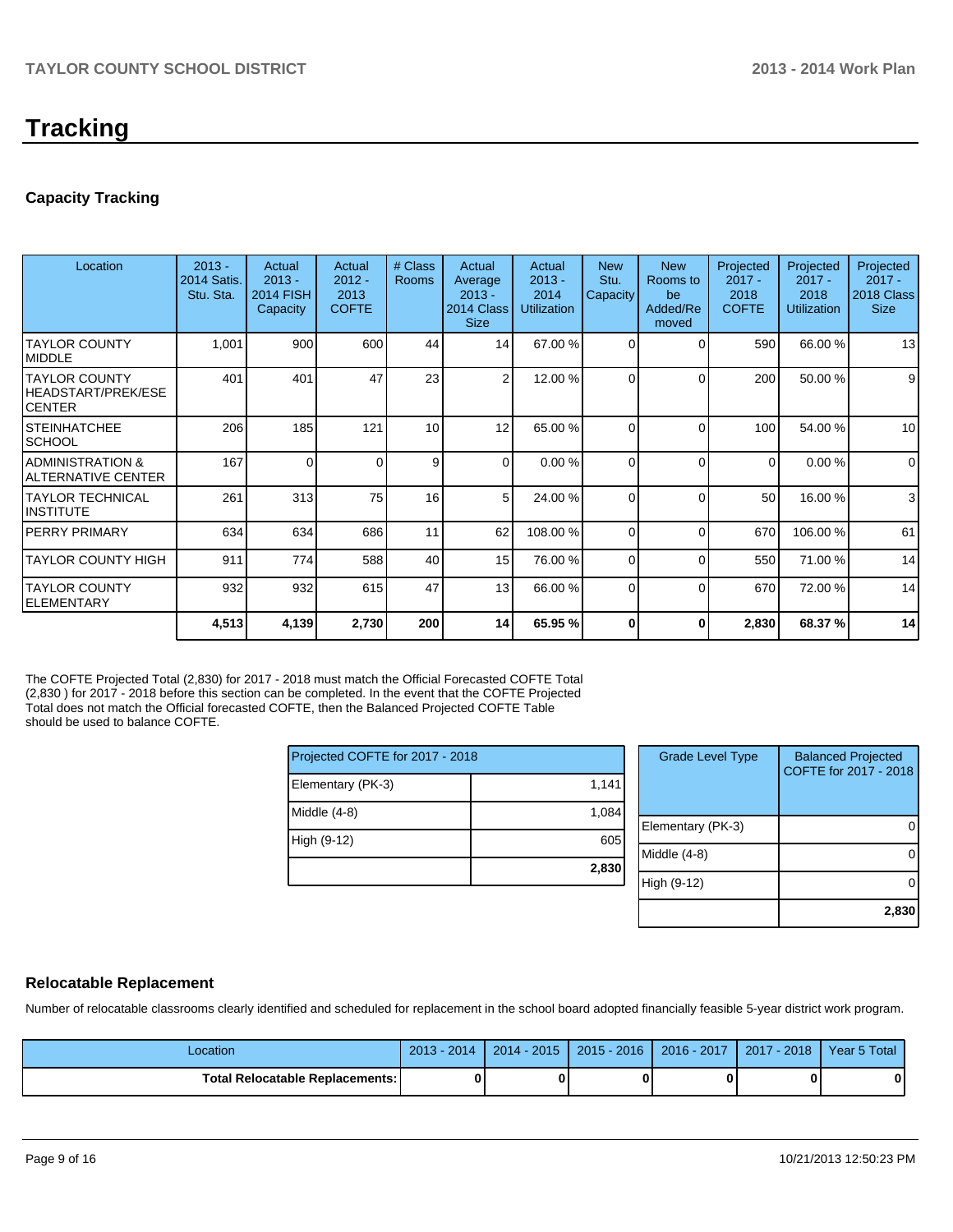# Tracking

## Capacity Tracking

| Location | 2013 - 2014 Satis. Stu. Sta. | Actual 2013 - 2014 FISH Capacity | Actual 2012 - 2013 COFTE | # Class Rooms | Actual Average 2013 - 2014 Class Size | Actual 2013 - 2014 Utilization | New Stu. Capacity | New Rooms to be Added/Removed | Projected 2017 - 2018 COFTE | Projected 2017 - 2018 Utilization | Projected 2017 - 2018 Class Size |
|---|---|---|---|---|---|---|---|---|---|---|---|
| TAYLOR COUNTY MIDDLE | 1,001 | 900 | 600 | 44 | 14 | 67.00 % | 0 | 0 | 590 | 66.00 % | 13 |
| TAYLOR COUNTY HEADSTART/PREK/ESE CENTER | 401 | 401 | 47 | 23 | 2 | 12.00 % | 0 | 0 | 200 | 50.00 % | 9 |
| STEINHATCHEE SCHOOL | 206 | 185 | 121 | 10 | 12 | 65.00 % | 0 | 0 | 100 | 54.00 % | 10 |
| ADMINISTRATION & ALTERNATIVE CENTER | 167 | 0 | 0 | 9 | 0 | 0.00 % | 0 | 0 | 0 | 0.00 % | 0 |
| TAYLOR TECHNICAL INSTITUTE | 261 | 313 | 75 | 16 | 5 | 24.00 % | 0 | 0 | 50 | 16.00 % | 3 |
| PERRY PRIMARY | 634 | 634 | 686 | 11 | 62 | 108.00 % | 0 | 0 | 670 | 106.00 % | 61 |
| TAYLOR COUNTY HIGH | 911 | 774 | 588 | 40 | 15 | 76.00 % | 0 | 0 | 550 | 71.00 % | 14 |
| TAYLOR COUNTY ELEMENTARY | 932 | 932 | 615 | 47 | 13 | 66.00 % | 0 | 0 | 670 | 72.00 % | 14 |
| | **4,513** | **4,139** | **2,730** | **200** | **14** | **65.95 %** | **0** | **0** | **2,830** | **68.37 %** | **14** |

The COFTE Projected Total (2,830) for 2017 - 2018 must match the Official Forecasted COFTE Total (2,830 ) for 2017 - 2018 before this section can be completed. In the event that the COFTE Projected Total does not match the Official forecasted COFTE, then the Balanced Projected COFTE Table should be used to balance COFTE.

| Projected COFTE for 2017 - 2018 | |
|---|---|
| Elementary (PK-3) | 1,141 |
| Middle (4-8) | 1,084 |
| High (9-12) | 605 |
| | **2,830** |

| Grade Level Type | Balanced Projected COFTE for 2017 - 2018 |
|---|---|
| Elementary (PK-3) | 0 |
| Middle (4-8) | 0 |
| High (9-12) | 0 |
| | **2,830** |

## Relocatable Replacement

Number of relocatable classrooms clearly identified and scheduled for replacement in the school board adopted financially feasible 5-year district work program.

| Location | 2013 - 2014 | 2014 - 2015 | 2015 - 2016 | 2016 - 2017 | 2017 - 2018 | Year 5 Total |
|---|---|---|---|---|---|---|
| **Total Relocatable Replacements:** | **0** | **0** | **0** | **0** | **0** | **0** |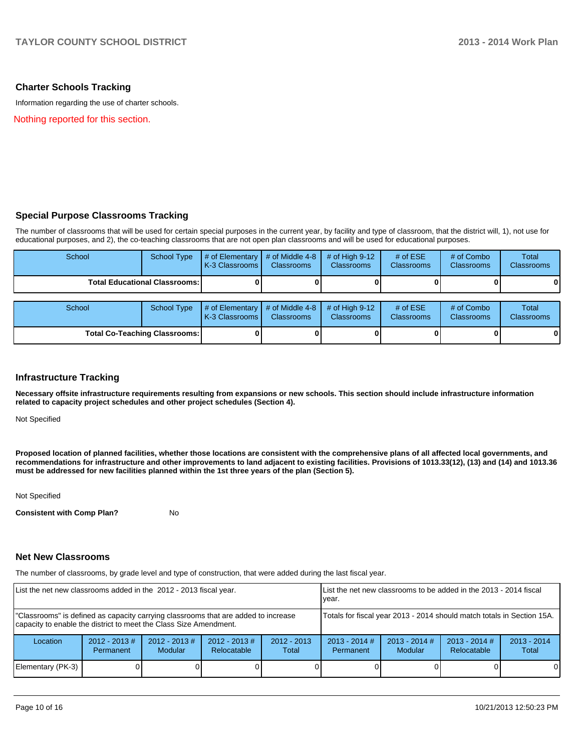## Charter Schools Tracking

Information regarding the use of charter schools.

Nothing reported for this section.

## Special Purpose Classrooms Tracking

The number of classrooms that will be used for certain special purposes in the current year, by facility and type of classroom, that the district will, 1), not use for educational purposes, and 2), the co-teaching classrooms that are not open plan classrooms and will be used for educational purposes.

| School | School Type | # of Elementary K-3 Classrooms | # of Middle 4-8 Classrooms | # of High 9-12 Classrooms | # of ESE Classrooms | # of Combo Classrooms | Total Classrooms |
|---|---|---|---|---|---|---|---|
| **Total Educational Classrooms:** | | **0** | **0** | **0** | **0** | **0** | **0** |

| School | School Type | # of Elementary K-3 Classrooms | # of Middle 4-8 Classrooms | # of High 9-12 Classrooms | # of ESE Classrooms | # of Combo Classrooms | Total Classrooms |
|---|---|---|---|---|---|---|---|
| **Total Co-Teaching Classrooms:** | | **0** | **0** | **0** | **0** | **0** | **0** |

## Infrastructure Tracking

**Necessary offsite infrastructure requirements resulting from expansions or new schools. This section should include infrastructure information related to capacity project schedules and other project schedules (Section 4).**

Not Specified

**Proposed location of planned facilities, whether those locations are consistent with the comprehensive plans of all affected local governments, and recommendations for infrastructure and other improvements to land adjacent to existing facilities. Provisions of 1013.33(12), (13) and (14) and 1013.36 must be addressed for new facilities planned within the 1st three years of the plan (Section 5).**

Not Specified

**Consistent with Comp Plan?** No

## Net New Classrooms

The number of classrooms, by grade level and type of construction, that were added during the last fiscal year.

| List the net new classrooms added in the 2012 - 2013 fiscal year. | | | | | List the net new classrooms to be added in the 2013 - 2014 fiscal year. | | | |
|---|---|---|---|---|---|---|---|---|
| "Classrooms" is defined as capacity carrying classrooms that are added to increase capacity to enable the district to meet the Class Size Amendment. | | | | | Totals for fiscal year 2013 - 2014 should match totals in Section 15A. | | | |
| Location | 2012 - 2013 # Permanent | 2012 - 2013 # Modular | 2012 - 2013 # Relocatable | 2012 - 2013 Total | 2013 - 2014 # Permanent | 2013 - 2014 # Modular | 2013 - 2014 # Relocatable | 2013 - 2014 Total |
| Elementary (PK-3) | 0 | 0 | 0 | 0 | 0 | 0 | 0 | 0 |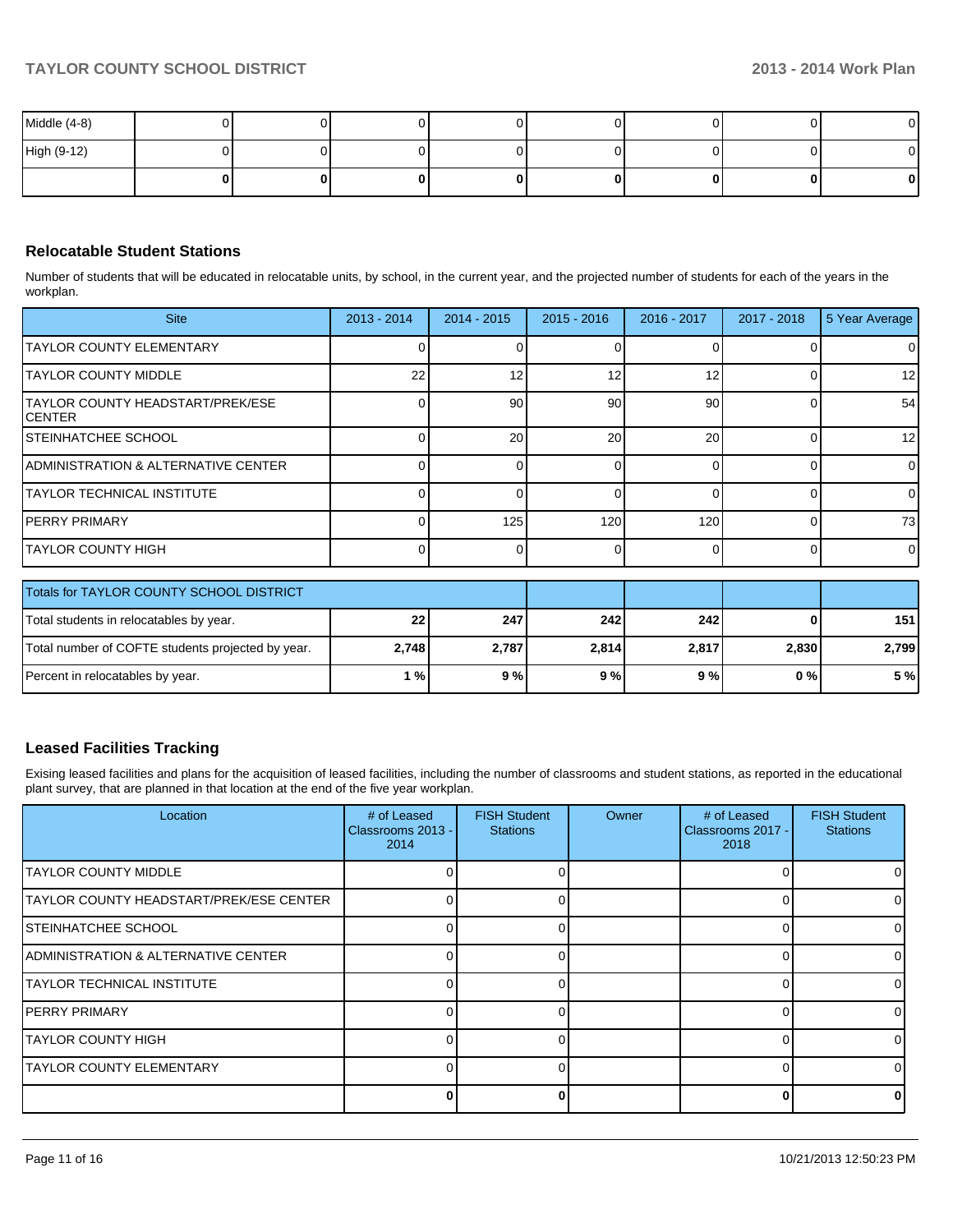| | | | | | | | | |
|---|---|---|---|---|---|---|---|---|
| Middle (4-8) | 0 | 0 | 0 | 0 | 0 | 0 | 0 | 0 |
| High (9-12) | 0 | 0 | 0 | 0 | 0 | 0 | 0 | 0 |
| | **0** | **0** | **0** | **0** | **0** | **0** | **0** | **0** |

## Relocatable Student Stations

Number of students that will be educated in relocatable units, by school, in the current year, and the projected number of students for each of the years in the workplan.

| Site | 2013 - 2014 | 2014 - 2015 | 2015 - 2016 | 2016 - 2017 | 2017 - 2018 | 5 Year Average |
|---|---|---|---|---|---|---|
| TAYLOR COUNTY ELEMENTARY | 0 | 0 | 0 | 0 | 0 | 0 |
| TAYLOR COUNTY MIDDLE | 22 | 12 | 12 | 12 | 0 | 12 |
| TAYLOR COUNTY HEADSTART/PREK/ESE CENTER | 0 | 90 | 90 | 90 | 0 | 54 |
| STEINHATCHEE SCHOOL | 0 | 20 | 20 | 20 | 0 | 12 |
| ADMINISTRATION & ALTERNATIVE CENTER | 0 | 0 | 0 | 0 | 0 | 0 |
| TAYLOR TECHNICAL INSTITUTE | 0 | 0 | 0 | 0 | 0 | 0 |
| PERRY PRIMARY | 0 | 125 | 120 | 120 | 0 | 73 |
| TAYLOR COUNTY HIGH | 0 | 0 | 0 | 0 | 0 | 0 |

| Totals for TAYLOR COUNTY SCHOOL DISTRICT | | | | | | |
|---|---|---|---|---|---|---|
| Total students in relocatables by year. | **22** | **247** | **242** | **242** | **0** | **151** |
| Total number of COFTE students projected by year. | **2,748** | **2,787** | **2,814** | **2,817** | **2,830** | **2,799** |
| Percent in relocatables by year. | **1 %** | **9 %** | **9 %** | **9 %** | **0 %** | **5 %** |

## Leased Facilities Tracking

Exising leased facilities and plans for the acquisition of leased facilities, including the number of classrooms and student stations, as reported in the educational plant survey, that are planned in that location at the end of the five year workplan.

| Location | # of Leased Classrooms 2013 - 2014 | FISH Student Stations | Owner | # of Leased Classrooms 2017 - 2018 | FISH Student Stations |
|---|---|---|---|---|---|
| TAYLOR COUNTY MIDDLE | 0 | 0 | | 0 | 0 |
| TAYLOR COUNTY HEADSTART/PREK/ESE CENTER | 0 | 0 | | 0 | 0 |
| STEINHATCHEE SCHOOL | 0 | 0 | | 0 | 0 |
| ADMINISTRATION & ALTERNATIVE CENTER | 0 | 0 | | 0 | 0 |
| TAYLOR TECHNICAL INSTITUTE | 0 | 0 | | 0 | 0 |
| PERRY PRIMARY | 0 | 0 | | 0 | 0 |
| TAYLOR COUNTY HIGH | 0 | 0 | | 0 | 0 |
| TAYLOR COUNTY ELEMENTARY | 0 | 0 | | 0 | 0 |
| | **0** | **0** | | **0** | **0** |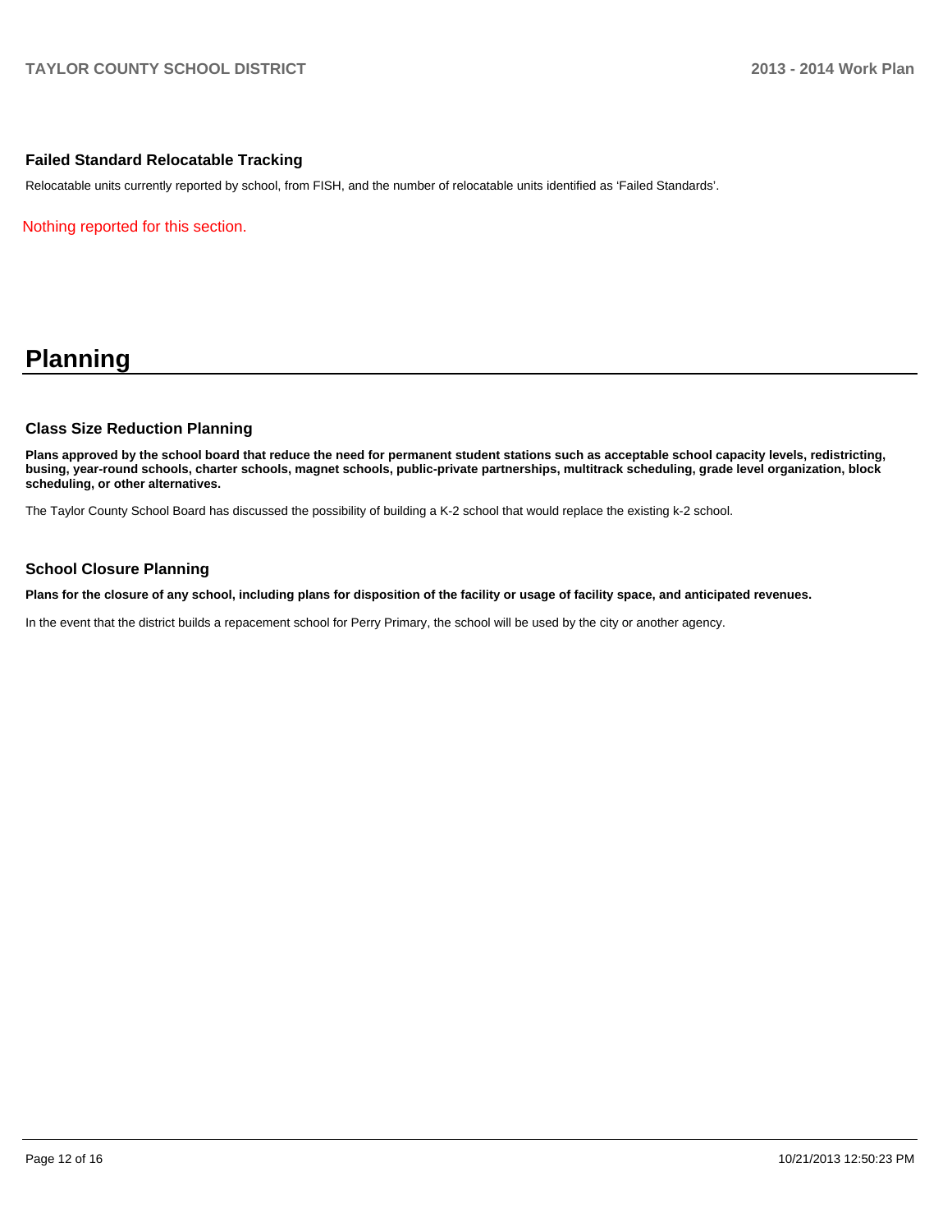### Failed Standard Relocatable Tracking

Relocatable units currently reported by school, from FISH, and the number of relocatable units identified as 'Failed Standards'.

Nothing reported for this section.

# Planning

### Class Size Reduction Planning

**Plans approved by the school board that reduce the need for permanent student stations such as acceptable school capacity levels, redistricting, busing, year-round schools, charter schools, magnet schools, public-private partnerships, multitrack scheduling, grade level organization, block scheduling, or other alternatives.**

The Taylor County School Board has discussed the possibility of building a K-2 school that would replace the existing k-2 school.

### School Closure Planning

**Plans for the closure of any school, including plans for disposition of the facility or usage of facility space, and anticipated revenues.**

In the event that the district builds a repacement school for Perry Primary, the school will be used by the city or another agency.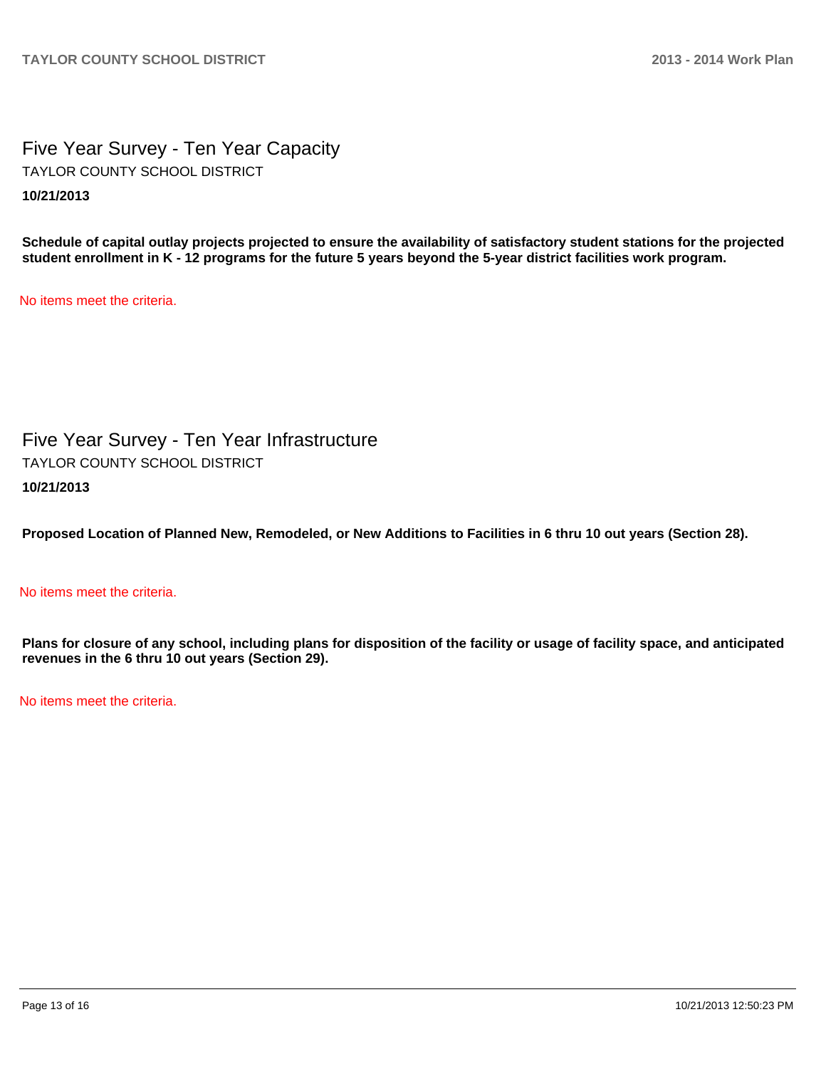# Five Year Survey - Ten Year Capacity

TAYLOR COUNTY SCHOOL DISTRICT

**10/21/2013**

**Schedule of capital outlay projects projected to ensure the availability of satisfactory student stations for the projected student enrollment in K - 12 programs for the future 5 years beyond the 5-year district facilities work program.**

No items meet the criteria.

# Five Year Survey - Ten Year Infrastructure

TAYLOR COUNTY SCHOOL DISTRICT

**10/21/2013**

**Proposed Location of Planned New, Remodeled, or New Additions to Facilities in 6 thru 10 out years (Section 28).**

No items meet the criteria.

**Plans for closure of any school, including plans for disposition of the facility or usage of facility space, and anticipated revenues in the 6 thru 10 out years (Section 29).**

No items meet the criteria.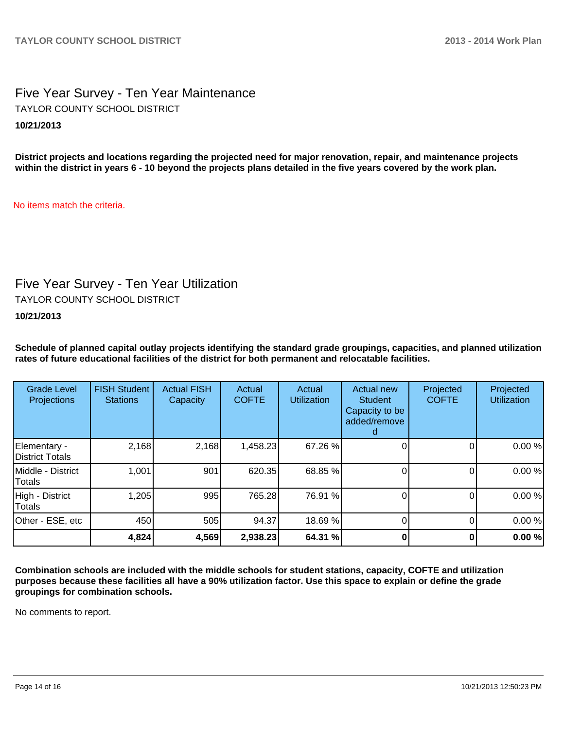## Five Year Survey - Ten Year Maintenance

TAYLOR COUNTY SCHOOL DISTRICT

**10/21/2013**

**District projects and locations regarding the projected need for major renovation, repair, and maintenance projects within the district in years 6 - 10 beyond the projects plans detailed in the five years covered by the work plan.**

No items match the criteria.

## Five Year Survey - Ten Year Utilization

TAYLOR COUNTY SCHOOL DISTRICT

**10/21/2013**

**Schedule of planned capital outlay projects identifying the standard grade groupings, capacities, and planned utilization rates of future educational facilities of the district for both permanent and relocatable facilities.**

| Grade Level Projections | FISH Student Stations | Actual FISH Capacity | Actual COFTE | Actual Utilization | Actual new Student Capacity to be added/removed | Projected COFTE | Projected Utilization |
|---|---|---|---|---|---|---|---|
| Elementary - District Totals | 2,168 | 2,168 | 1,458.23 | 67.26 % | 0 | 0 | 0.00 % |
| Middle - District Totals | 1,001 | 901 | 620.35 | 68.85 % | 0 | 0 | 0.00 % |
| High - District Totals | 1,205 | 995 | 765.28 | 76.91 % | 0 | 0 | 0.00 % |
| Other - ESE, etc | 450 | 505 | 94.37 | 18.69 % | 0 | 0 | 0.00 % |
| | **4,824** | **4,569** | **2,938.23** | **64.31 %** | **0** | **0** | **0.00 %** |

**Combination schools are included with the middle schools for student stations, capacity, COFTE and utilization purposes because these facilities all have a 90% utilization factor. Use this space to explain or define the grade groupings for combination schools.**

No comments to report.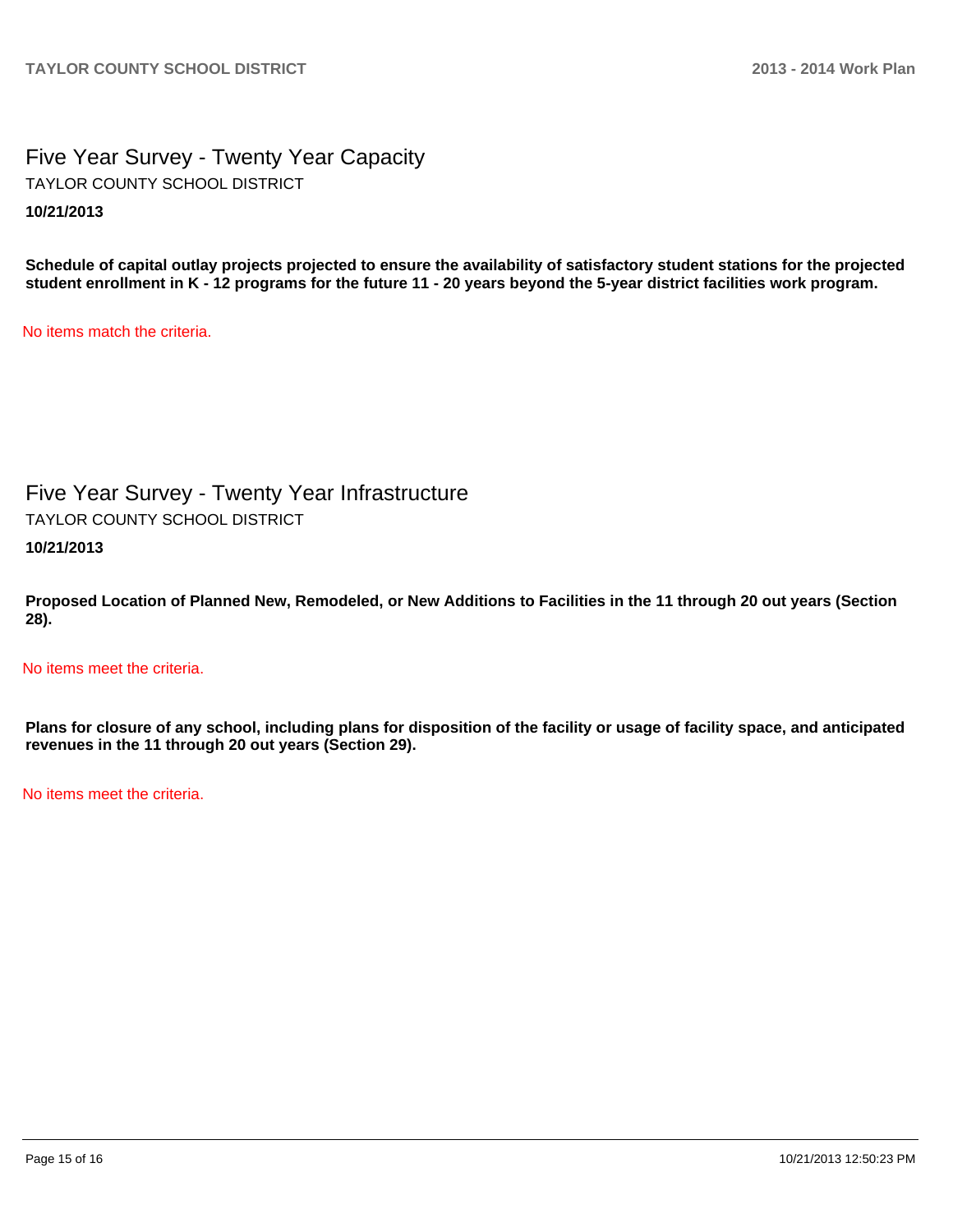# Five Year Survey - Twenty Year Capacity

TAYLOR COUNTY SCHOOL DISTRICT

**10/21/2013**

**Schedule of capital outlay projects projected to ensure the availability of satisfactory student stations for the projected student enrollment in K - 12 programs for the future 11 - 20 years beyond the 5-year district facilities work program.**

No items match the criteria.

# Five Year Survey - Twenty Year Infrastructure

TAYLOR COUNTY SCHOOL DISTRICT

**10/21/2013**

**Proposed Location of Planned New, Remodeled, or New Additions to Facilities in the 11 through 20 out years (Section 28).**

No items meet the criteria.

**Plans for closure of any school, including plans for disposition of the facility or usage of facility space, and anticipated revenues in the 11 through 20 out years (Section 29).**

No items meet the criteria.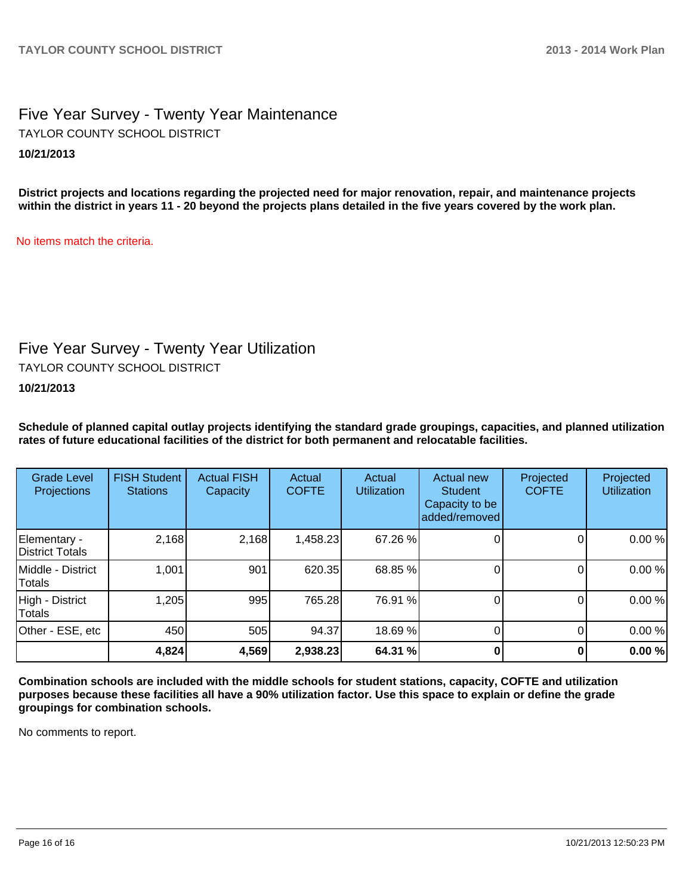## Five Year Survey - Twenty Year Maintenance

TAYLOR COUNTY SCHOOL DISTRICT

**10/21/2013**

**District projects and locations regarding the projected need for major renovation, repair, and maintenance projects within the district in years 11 - 20 beyond the projects plans detailed in the five years covered by the work plan.**

No items match the criteria.

## Five Year Survey - Twenty Year Utilization

TAYLOR COUNTY SCHOOL DISTRICT

**10/21/2013**

**Schedule of planned capital outlay projects identifying the standard grade groupings, capacities, and planned utilization rates of future educational facilities of the district for both permanent and relocatable facilities.**

| Grade Level Projections | FISH Student Stations | Actual FISH Capacity | Actual COFTE | Actual Utilization | Actual new Student Capacity to be added/removed | Projected COFTE | Projected Utilization |
|---|---|---|---|---|---|---|---|
| Elementary - District Totals | 2,168 | 2,168 | 1,458.23 | 67.26 % | 0 | 0 | 0.00 % |
| Middle - District Totals | 1,001 | 901 | 620.35 | 68.85 % | 0 | 0 | 0.00 % |
| High - District Totals | 1,205 | 995 | 765.28 | 76.91 % | 0 | 0 | 0.00 % |
| Other - ESE, etc | 450 | 505 | 94.37 | 18.69 % | 0 | 0 | 0.00 % |
| | **4,824** | **4,569** | **2,938.23** | **64.31 %** | **0** | **0** | **0.00 %** |

**Combination schools are included with the middle schools for student stations, capacity, COFTE and utilization purposes because these facilities all have a 90% utilization factor. Use this space to explain or define the grade groupings for combination schools.**

No comments to report.